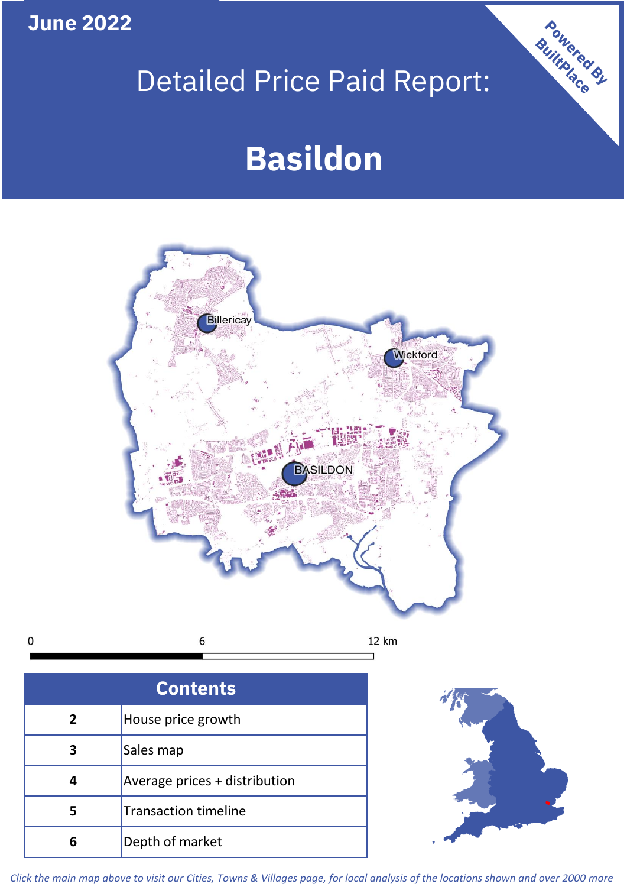June 2022

# Detailed Price Paid Report:

# Basildon

Powered By BuiltPlace

0 6 12 km

| Contents | |
|---|---|
| 2 | House price growth |
| 3 | Sales map |
| 4 | Average prices + distribution |
| 5 | Transaction timeline |
| 6 | Depth of market |

*Click the main map above to visit our Cities, Towns & Villages page, for local analysis of the locations shown and over 2000 more*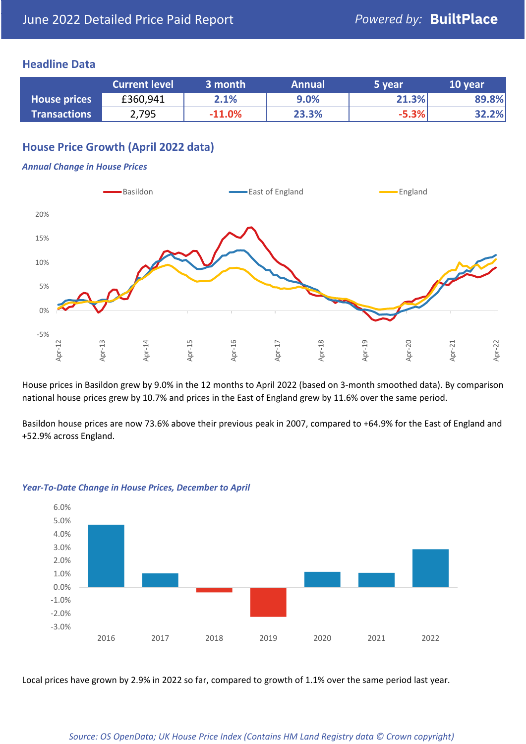# June 2022 Detailed Price Paid Report

Powered by: **BuiltPlace**

## Headline Data

| | Current level | 3 month | Annual | 5 year | 10 year |
|---|---|---|---|---|---|
| **House prices** | £360,941 | 2.1% | 9.0% | 21.3% | 89.8% |
| **Transactions** | 2,795 | -11.0% | 23.3% | -5.3% | 32.2% |

## House Price Growth (April 2022 data)

***Annual Change in House Prices***

House prices in Basildon grew by 9.0% in the 12 months to April 2022 (based on 3-month smoothed data). By comparison national house prices grew by 10.7% and prices in the East of England grew by 11.6% over the same period.

Basildon house prices are now 73.6% above their previous peak in 2007, compared to +64.9% for the East of England and +52.9% across England.

***Year-To-Date Change in House Prices, December to April***

Local prices have grown by 2.9% in 2022 so far, compared to growth of 1.1% over the same period last year.

*Source: OS OpenData; UK House Price Index (Contains HM Land Registry data © Crown copyright)*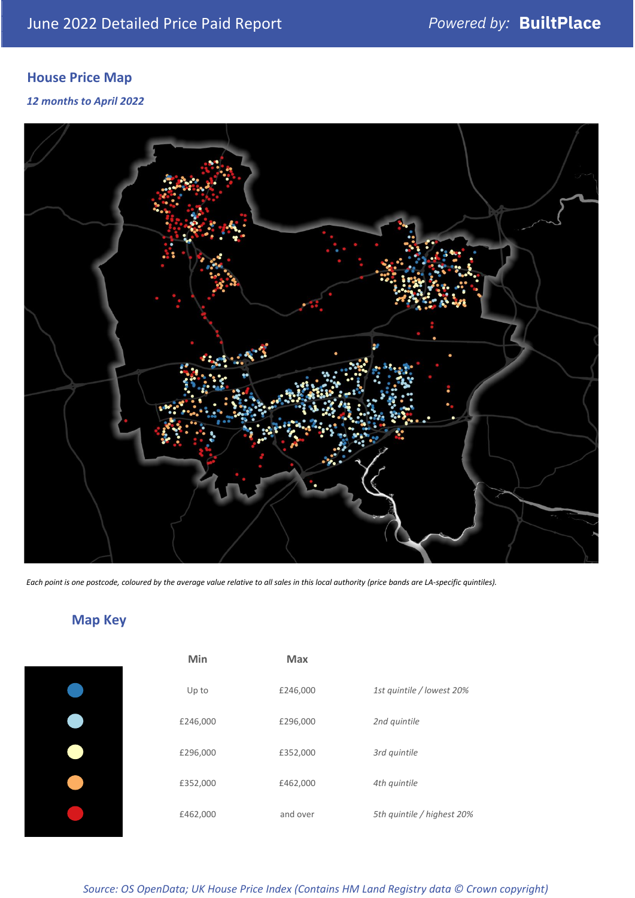June 2022 Detailed Price Paid Report

## House Price Map

*12 months to April 2022*

*Each point is one postcode, coloured by the average value relative to all sales in this local authority (price bands are LA-specific quintiles).*

## Map Key

| | Min | Max | |
|---|---|---|---|
| Dark blue | Up to | £246,000 | *1st quintile / lowest 20%* |
| Light blue | £246,000 | £296,000 | *2nd quintile* |
| Pale yellow | £296,000 | £352,000 | *3rd quintile* |
| Orange | £352,000 | £462,000 | *4th quintile* |
| Red | £462,000 | and over | *5th quintile / highest 20%* |

*Source: OS OpenData; UK House Price Index (Contains HM Land Registry data © Crown copyright)*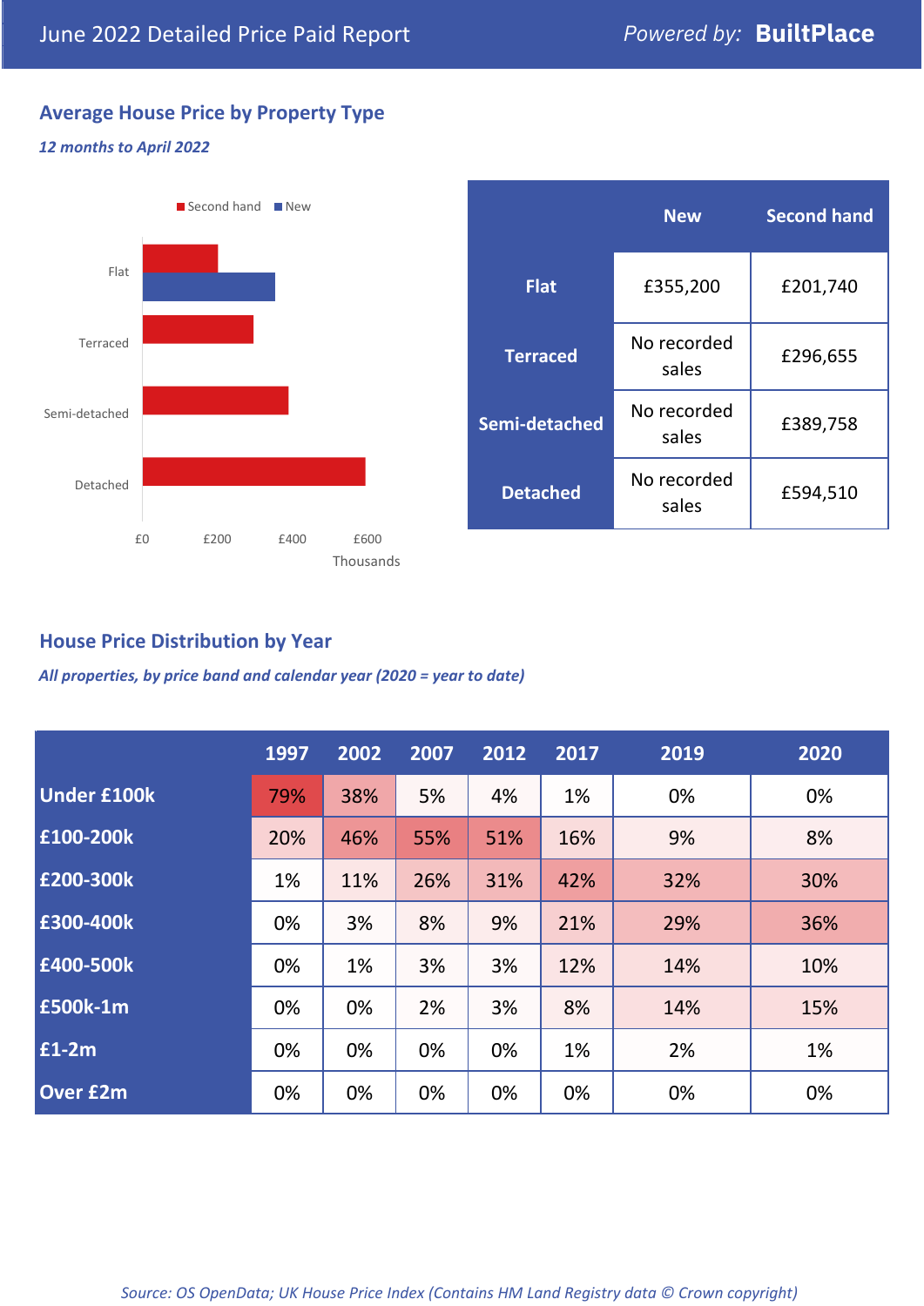## June 2022 Detailed Price Paid Report

Powered by: **BuiltPlace**

### Average House Price by Property Type

*12 months to April 2022*

| | New | Second hand |
|---|---|---|
| **Flat** | £355,200 | £201,740 |
| **Terraced** | No recorded sales | £296,655 |
| **Semi-detached** | No recorded sales | £389,758 |
| **Detached** | No recorded sales | £594,510 |

### House Price Distribution by Year

*All properties, by price band and calendar year (2020 = year to date)*

| | 1997 | 2002 | 2007 | 2012 | 2017 | 2019 | 2020 |
|---|---|---|---|---|---|---|---|
| **Under £100k** | 79% | 38% | 5% | 4% | 1% | 0% | 0% |
| **£100-200k** | 20% | 46% | 55% | 51% | 16% | 9% | 8% |
| **£200-300k** | 1% | 11% | 26% | 31% | 42% | 32% | 30% |
| **£300-400k** | 0% | 3% | 8% | 9% | 21% | 29% | 36% |
| **£400-500k** | 0% | 1% | 3% | 3% | 12% | 14% | 10% |
| **£500k-1m** | 0% | 0% | 2% | 3% | 8% | 14% | 15% |
| **£1-2m** | 0% | 0% | 0% | 0% | 1% | 2% | 1% |
| **Over £2m** | 0% | 0% | 0% | 0% | 0% | 0% | 0% |

*Source: OS OpenData; UK House Price Index (Contains HM Land Registry data © Crown copyright)*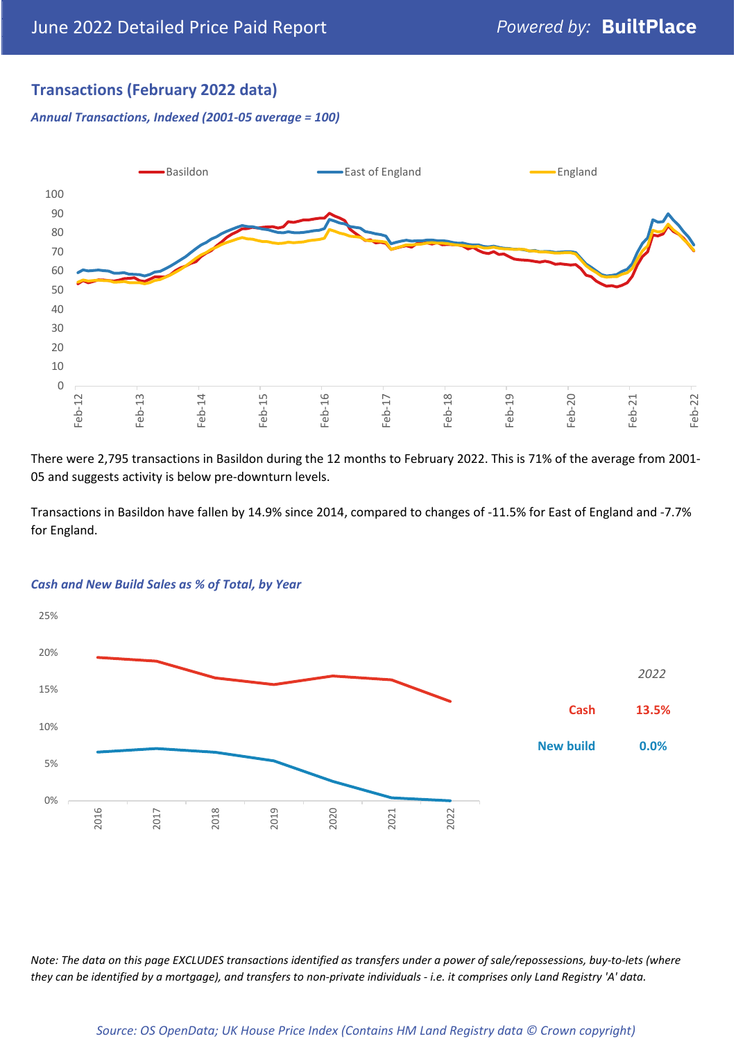## Transactions (February 2022 data)

*Annual Transactions, Indexed (2001-05 average = 100)*

There were 2,795 transactions in Basildon during the 12 months to February 2022. This is 71% of the average from 2001-05 and suggests activity is below pre-downturn levels.

Transactions in Basildon have fallen by 14.9% since 2014, compared to changes of -11.5% for East of England and -7.7% for England.

*Cash and New Build Sales as % of Total, by Year*

| 2022 | |
|---|---|
| Cash | 13.5% |
| New build | 0.0% |

*Note: The data on this page EXCLUDES transactions identified as transfers under a power of sale/repossessions, buy-to-lets (where they can be identified by a mortgage), and transfers to non-private individuals - i.e. it comprises only Land Registry 'A' data.*

*Source: OS OpenData; UK House Price Index (Contains HM Land Registry data © Crown copyright)*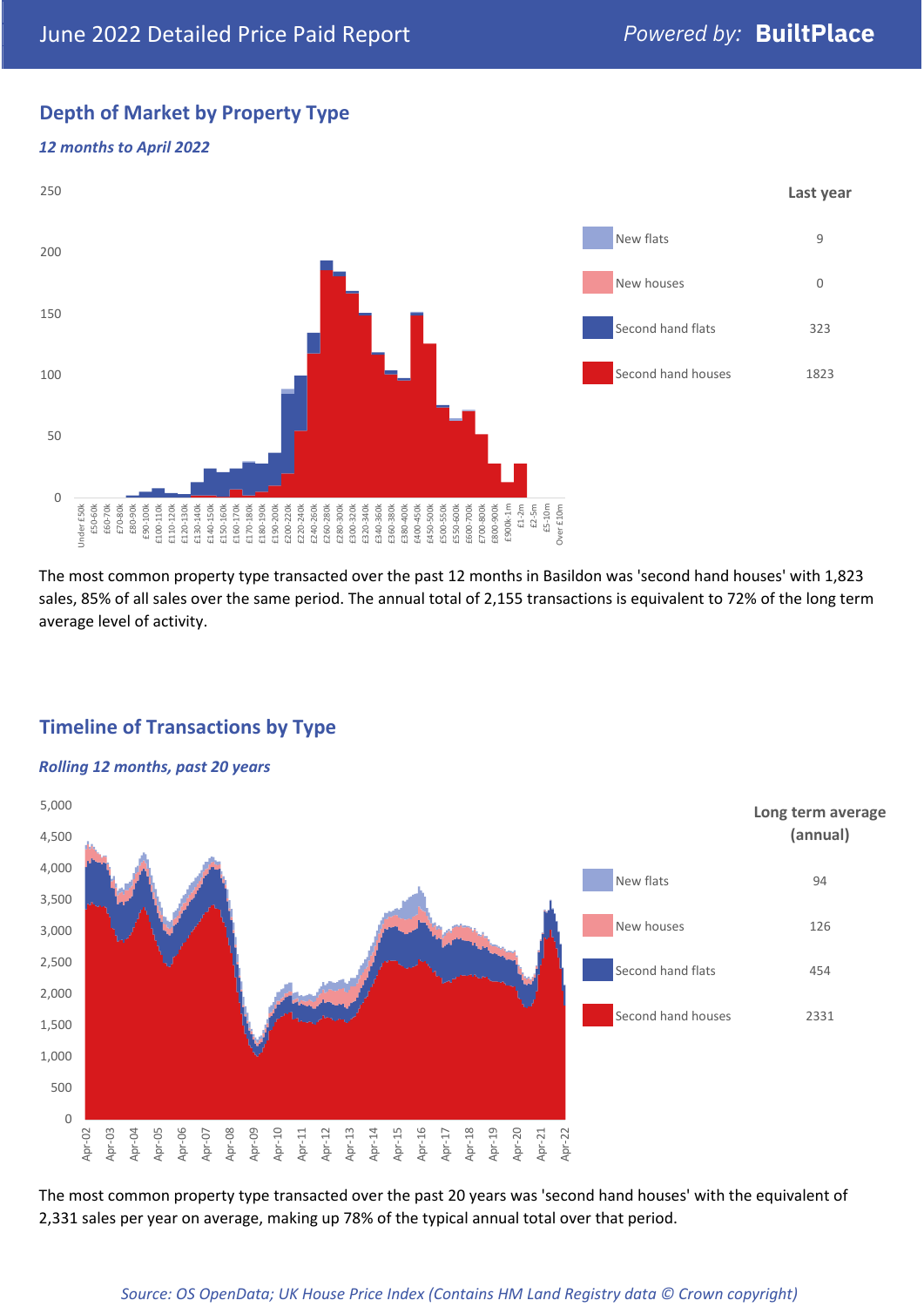June 2022 Detailed Price Paid Report

Powered by: **BuiltPlace**

## Depth of Market by Property Type

*12 months to April 2022*

250
200
150
100
50
0

Under £50k, £50-60k, £60-70k, £70-80k, £80-90k, £90-100k, £100-110k, £110-120k, £120-130k, £130-140k, £140-150k, £150-160k, £160-170k, £170-180k, £180-190k, £190-200k, £200-220k, £220-240k, £240-260k, £260-280k, £280-300k, £300-320k, £320-340k, £340-360k, £360-380k, £380-400k, £400-450k, £450-500k, £500-550k, £550-600k, £600-700k, £700-800k, £800-900k, £900k-1m, £1-2m, £2-5m, £5-10m, Over £10m

Last year

New flats 9
New houses 0
Second hand flats 323
Second hand houses 1823

The most common property type transacted over the past 12 months in Basildon was 'second hand houses' with 1,823 sales, 85% of all sales over the same period. The annual total of 2,155 transactions is equivalent to 72% of the long term average level of activity.

## Timeline of Transactions by Type

*Rolling 12 months, past 20 years*

5,000
4,500
4,000
3,500
3,000
2,500
2,000
1,500
1,000
500
0

Apr-02, Apr-03, Apr-04, Apr-05, Apr-06, Apr-07, Apr-08, Apr-09, Apr-10, Apr-11, Apr-12, Apr-13, Apr-14, Apr-15, Apr-16, Apr-17, Apr-18, Apr-19, Apr-20, Apr-21, Apr-22

Long term average (annual)

New flats 94
New houses 126
Second hand flats 454
Second hand houses 2331

The most common property type transacted over the past 20 years was 'second hand houses' with the equivalent of 2,331 sales per year on average, making up 78% of the typical annual total over that period.

*Source: OS OpenData; UK House Price Index (Contains HM Land Registry data © Crown copyright)*